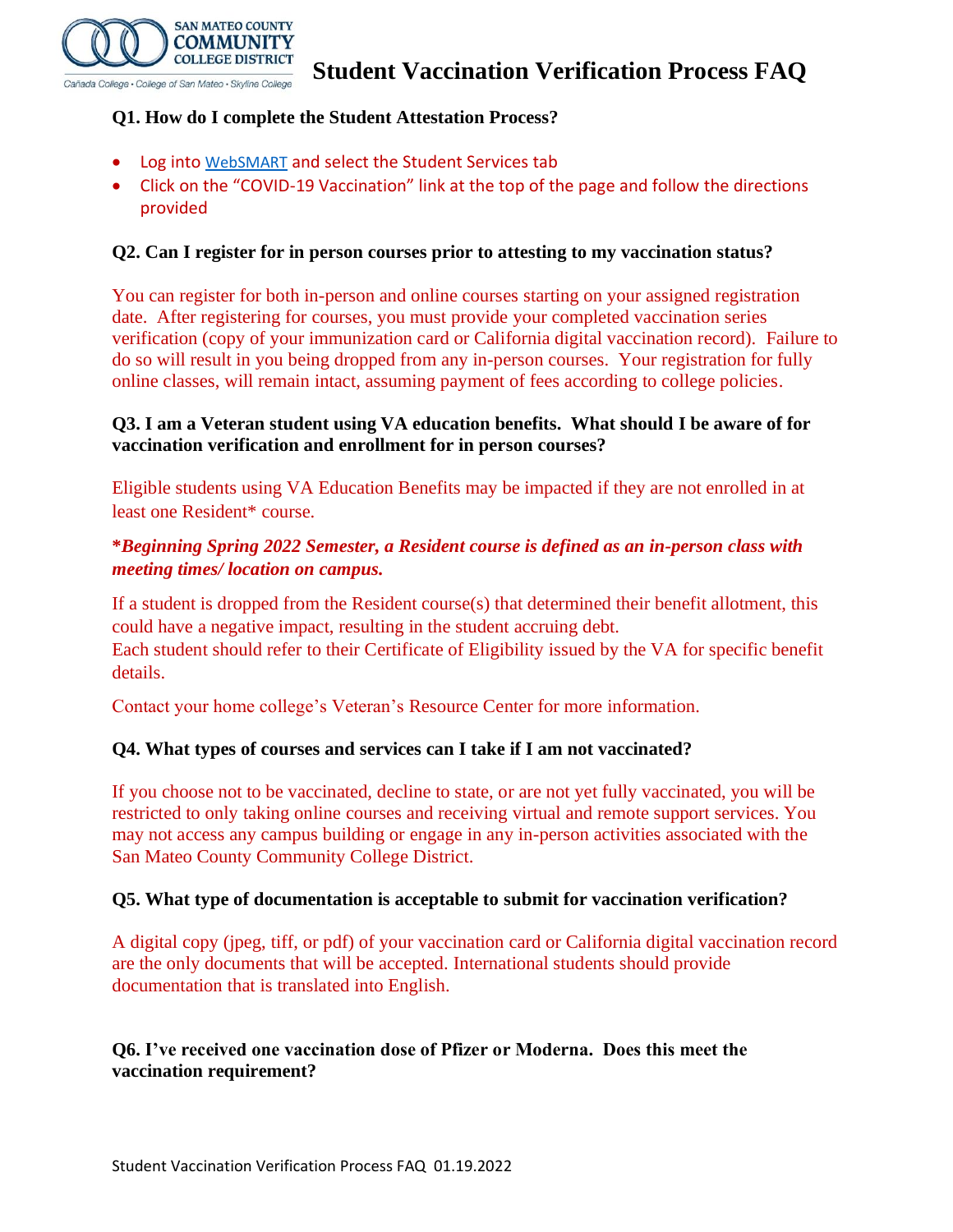# Student Vaccination Verification Process FAQ

### Q1. How do I complete the Student Attestation Process?

- Log into WebSMART and select the Student Services tab
- Click on the "COVID-19 Vaccination" link at the top of the page and follow the directions provided

### Q2. Can I register for in person courses prior to attesting to my vaccination status?

You can register for both in-person and online courses starting on your assigned registration date. After registering for courses, you must provide your completed vaccination series verification (copy of your immunization card or California digital vaccination record). Failure to do so will result in you being dropped from any in-person courses. Your registration for fully online classes, will remain intact, assuming payment of fees according to college policies.

### Q3. I am a Veteran student using VA education benefits. What should I be aware of for vaccination verification and enrollment for in person courses?

Eligible students using VA Education Benefits may be impacted if they are not enrolled in at least one Resident* course.

***Beginning Spring 2022 Semester, a Resident course is defined as an in-person class with meeting times/ location on campus.***

If a student is dropped from the Resident course(s) that determined their benefit allotment, this could have a negative impact, resulting in the student accruing debt.
Each student should refer to their Certificate of Eligibility issued by the VA for specific benefit details.

Contact your home college's Veteran's Resource Center for more information.

### Q4. What types of courses and services can I take if I am not vaccinated?

If you choose not to be vaccinated, decline to state, or are not yet fully vaccinated, you will be restricted to only taking online courses and receiving virtual and remote support services. You may not access any campus building or engage in any in-person activities associated with the San Mateo County Community College District.

### Q5. What type of documentation is acceptable to submit for vaccination verification?

A digital copy (jpeg, tiff, or pdf) of your vaccination card or California digital vaccination record are the only documents that will be accepted. International students should provide documentation that is translated into English.

### Q6. I've received one vaccination dose of Pfizer or Moderna. Does this meet the vaccination requirement?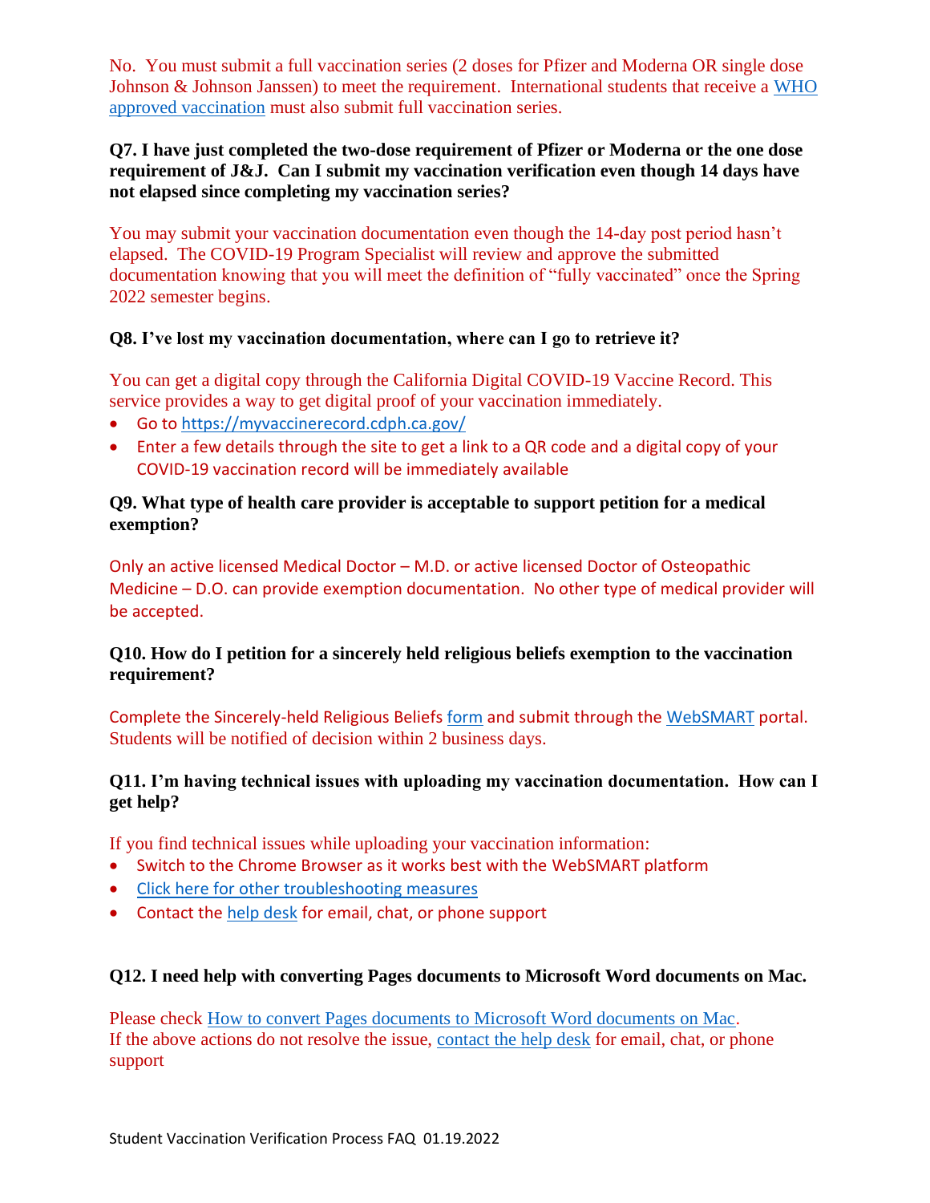No. You must submit a full vaccination series (2 doses for Pfizer and Moderna OR single dose Johnson & Johnson Janssen) to meet the requirement. International students that receive a WHO approved vaccination must also submit full vaccination series.

**Q7. I have just completed the two-dose requirement of Pfizer or Moderna or the one dose requirement of J&J. Can I submit my vaccination verification even though 14 days have not elapsed since completing my vaccination series?**

You may submit your vaccination documentation even though the 14-day post period hasn't elapsed. The COVID-19 Program Specialist will review and approve the submitted documentation knowing that you will meet the definition of "fully vaccinated" once the Spring 2022 semester begins.

**Q8. I've lost my vaccination documentation, where can I go to retrieve it?**

You can get a digital copy through the California Digital COVID-19 Vaccine Record. This service provides a way to get digital proof of your vaccination immediately.

- Go to https://myvaccinerecord.cdph.ca.gov/
- Enter a few details through the site to get a link to a QR code and a digital copy of your COVID-19 vaccination record will be immediately available

**Q9. What type of health care provider is acceptable to support petition for a medical exemption?**

Only an active licensed Medical Doctor – M.D. or active licensed Doctor of Osteopathic Medicine – D.O. can provide exemption documentation. No other type of medical provider will be accepted.

**Q10. How do I petition for a sincerely held religious beliefs exemption to the vaccination requirement?**

Complete the Sincerely-held Religious Beliefs form and submit through the WebSMART portal. Students will be notified of decision within 2 business days.

**Q11. I'm having technical issues with uploading my vaccination documentation. How can I get help?**

If you find technical issues while uploading your vaccination information:

- Switch to the Chrome Browser as it works best with the WebSMART platform
- Click here for other troubleshooting measures
- Contact the help desk for email, chat, or phone support

**Q12. I need help with converting Pages documents to Microsoft Word documents on Mac.**

Please check How to convert Pages documents to Microsoft Word documents on Mac.
If the above actions do not resolve the issue, contact the help desk for email, chat, or phone support

Student Vaccination Verification Process FAQ 01.19.2022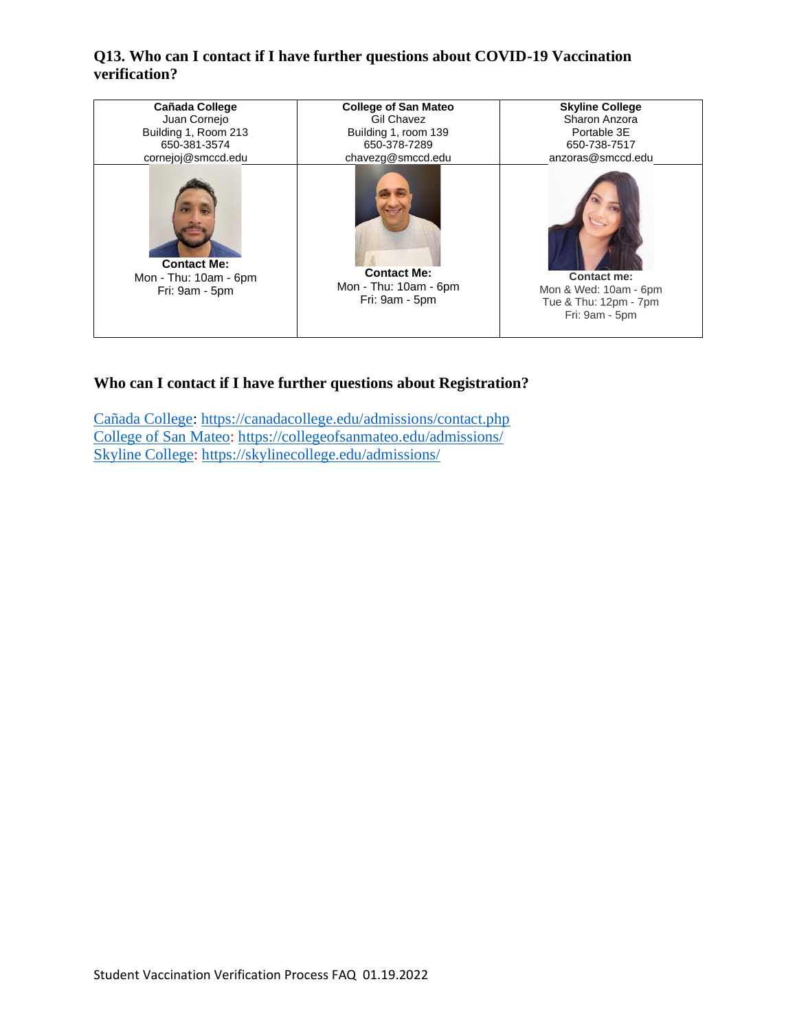### Q13. Who can I contact if I have further questions about COVID-19 Vaccination verification?

| | | |
|---|---|---|
| **Cañada College**<br>Juan Cornejo<br>Building 1, Room 213<br>650-381-3574<br>cornejoj@smccd.edu | **College of San Mateo**<br>Gil Chavez<br>Building 1, room 139<br>650-378-7289<br>chavezg@smccd.edu | **Skyline College**<br>Sharon Anzora<br>Portable 3E<br>650-738-7517<br>anzoras@smccd.edu |
| **Contact Me:**<br>Mon - Thu: 10am - 6pm<br>Fri: 9am - 5pm | **Contact Me:**<br>Mon - Thu: 10am - 6pm<br>Fri: 9am - 5pm | **Contact me:**<br>Mon & Wed: 10am - 6pm<br>Tue & Thu: 12pm - 7pm<br>Fri: 9am - 5pm |

### Who can I contact if I have further questions about Registration?

Cañada College: https://canadacollege.edu/admissions/contact.php
College of San Mateo: https://collegeofsanmateo.edu/admissions/
Skyline College: https://skylinecollege.edu/admissions/